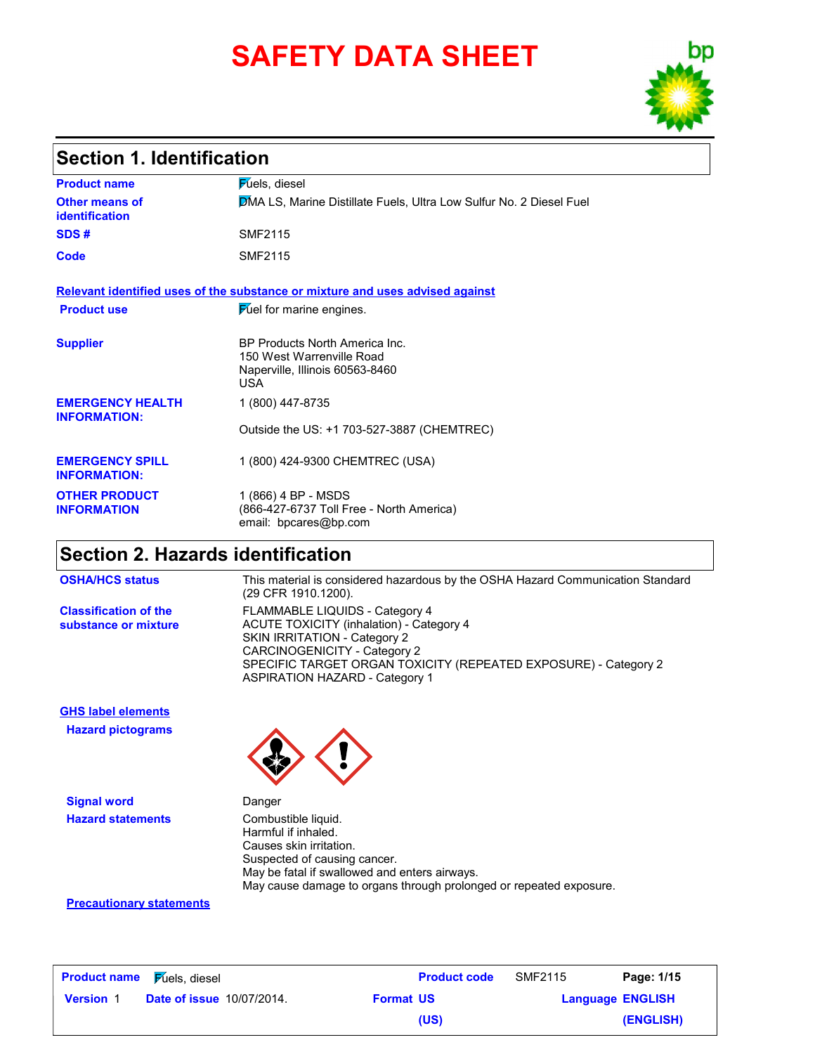# SAFETY DATA SHEET

## Section 1. Identification

**Product name** Fuels, diesel

**Other means of identification** DMA LS, Marine Distillate Fuels, Ultra Low Sulfur No. 2 Diesel Fuel

**SDS #** SMF2115

**Code** SMF2115

**Relevant identified uses of the substance or mixture and uses advised against**

**Product use** Fuel for marine engines.

**Supplier** BP Products North America Inc.
150 West Warrenville Road
Naperville, Illinois 60563-8460
USA

**EMERGENCY HEALTH INFORMATION:** 1 (800) 447-8735

Outside the US: +1 703-527-3887 (CHEMTREC)

**EMERGENCY SPILL INFORMATION:** 1 (800) 424-9300 CHEMTREC (USA)

**OTHER PRODUCT INFORMATION** 1 (866) 4 BP - MSDS
(866-427-6737 Toll Free - North America)
email: bpcares@bp.com

## Section 2. Hazards identification

**OSHA/HCS status** This material is considered hazardous by the OSHA Hazard Communication Standard (29 CFR 1910.1200).

**Classification of the substance or mixture**
FLAMMABLE LIQUIDS - Category 4
ACUTE TOXICITY (inhalation) - Category 4
SKIN IRRITATION - Category 2
CARCINOGENICITY - Category 2
SPECIFIC TARGET ORGAN TOXICITY (REPEATED EXPOSURE) - Category 2
ASPIRATION HAZARD - Category 1

**GHS label elements**

**Hazard pictograms**

**Signal word** Danger

**Hazard statements**
Combustible liquid.
Harmful if inhaled.
Causes skin irritation.
Suspected of causing cancer.
May be fatal if swallowed and enters airways.
May cause damage to organs through prolonged or repeated exposure.

**Precautionary statements**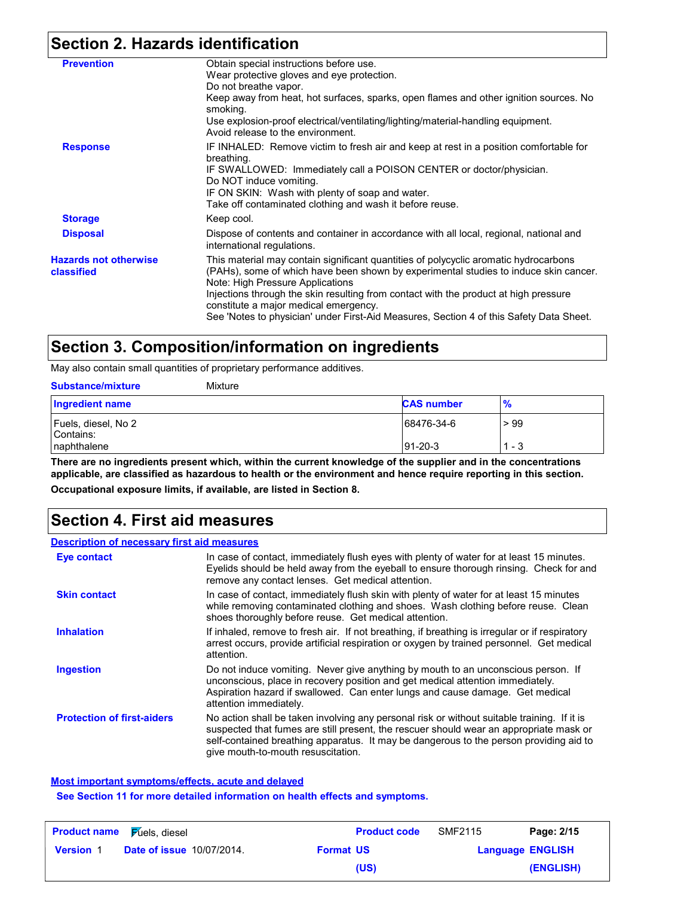## Section 2. Hazards identification

**Prevention**
Obtain special instructions before use.
Wear protective gloves and eye protection.
Do not breathe vapor.
Keep away from heat, hot surfaces, sparks, open flames and other ignition sources. No smoking.
Use explosion-proof electrical/ventilating/lighting/material-handling equipment.
Avoid release to the environment.

**Response**
IF INHALED: Remove victim to fresh air and keep at rest in a position comfortable for breathing.
IF SWALLOWED: Immediately call a POISON CENTER or doctor/physician.
Do NOT induce vomiting.
IF ON SKIN: Wash with plenty of soap and water.
Take off contaminated clothing and wash it before reuse.

**Storage**
Keep cool.

**Disposal**
Dispose of contents and container in accordance with all local, regional, national and international regulations.

**Hazards not otherwise classified**
This material may contain significant quantities of polycyclic aromatic hydrocarbons (PAHs), some of which have been shown by experimental studies to induce skin cancer.
Note: High Pressure Applications
Injections through the skin resulting from contact with the product at high pressure constitute a major medical emergency.
See 'Notes to physician' under First-Aid Measures, Section 4 of this Safety Data Sheet.

## Section 3. Composition/information on ingredients

May also contain small quantities of proprietary performance additives.

**Substance/mixture** Mixture

| Ingredient name | CAS number | % |
|---|---|---|
| Fuels, diesel, No 2<br>Contains: | 68476-34-6 | > 99 |
| naphthalene | 91-20-3 | 1 - 3 |

**There are no ingredients present which, within the current knowledge of the supplier and in the concentrations applicable, are classified as hazardous to health or the environment and hence require reporting in this section.**

**Occupational exposure limits, if available, are listed in Section 8.**

## Section 4. First aid measures

**Description of necessary first aid measures**

**Eye contact**
In case of contact, immediately flush eyes with plenty of water for at least 15 minutes. Eyelids should be held away from the eyeball to ensure thorough rinsing. Check for and remove any contact lenses. Get medical attention.

**Skin contact**
In case of contact, immediately flush skin with plenty of water for at least 15 minutes while removing contaminated clothing and shoes. Wash clothing before reuse. Clean shoes thoroughly before reuse. Get medical attention.

**Inhalation**
If inhaled, remove to fresh air. If not breathing, if breathing is irregular or if respiratory arrest occurs, provide artificial respiration or oxygen by trained personnel. Get medical attention.

**Ingestion**
Do not induce vomiting. Never give anything by mouth to an unconscious person. If unconscious, place in recovery position and get medical attention immediately. Aspiration hazard if swallowed. Can enter lungs and cause damage. Get medical attention immediately.

**Protection of first-aiders**
No action shall be taken involving any personal risk or without suitable training. If it is suspected that fumes are still present, the rescuer should wear an appropriate mask or self-contained breathing apparatus. It may be dangerous to the person providing aid to give mouth-to-mouth resuscitation.

**Most important symptoms/effects, acute and delayed**

**See Section 11 for more detailed information on health effects and symptoms.**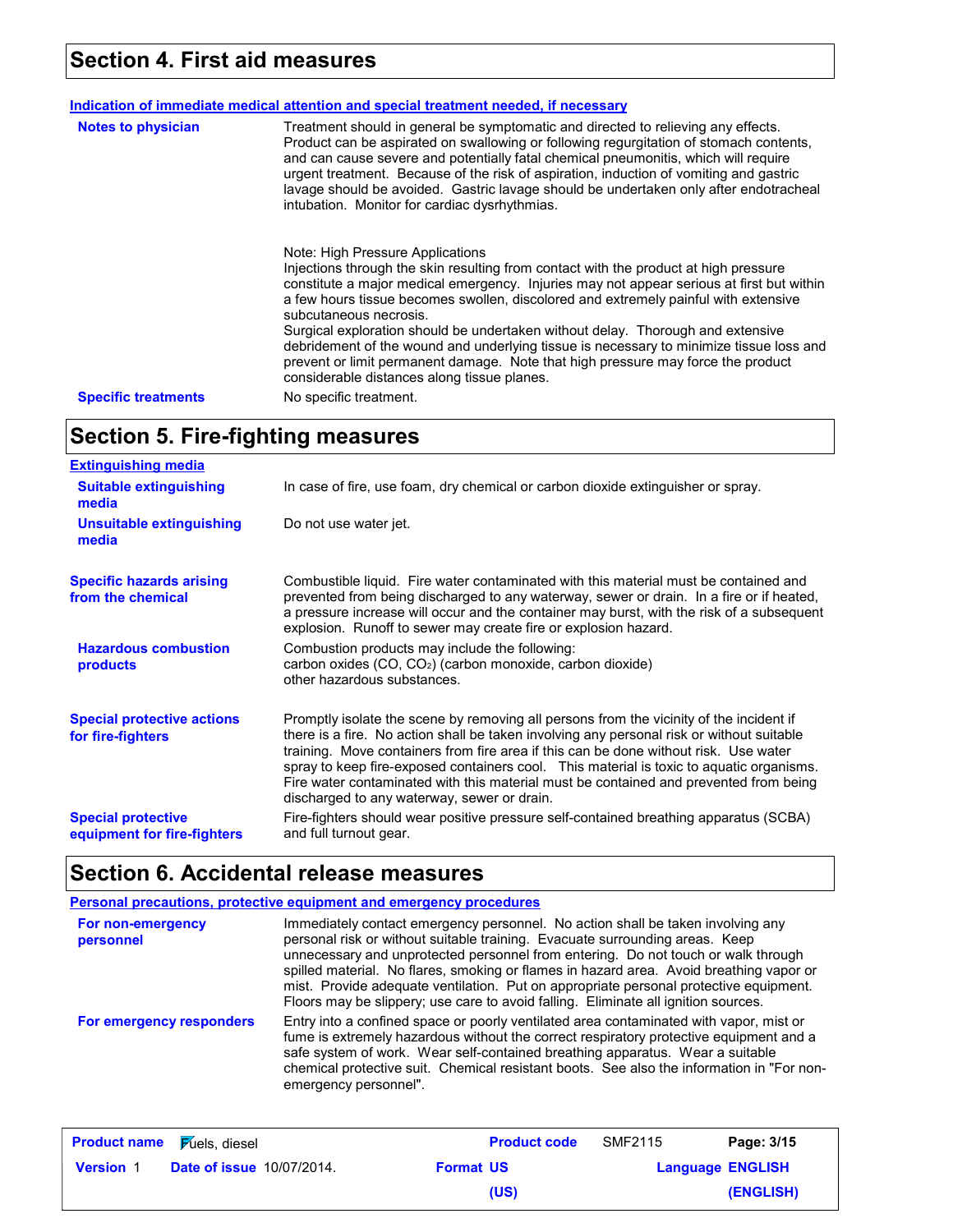## Section 4. First aid measures

### Indication of immediate medical attention and special treatment needed, if necessary

**Notes to physician**

Treatment should in general be symptomatic and directed to relieving any effects. Product can be aspirated on swallowing or following regurgitation of stomach contents, and can cause severe and potentially fatal chemical pneumonitis, which will require urgent treatment. Because of the risk of aspiration, induction of vomiting and gastric lavage should be avoided. Gastric lavage should be undertaken only after endotracheal intubation. Monitor for cardiac dysrhythmias.

Note: High Pressure Applications
Injections through the skin resulting from contact with the product at high pressure constitute a major medical emergency. Injuries may not appear serious at first but within a few hours tissue becomes swollen, discolored and extremely painful with extensive subcutaneous necrosis.
Surgical exploration should be undertaken without delay. Thorough and extensive debridement of the wound and underlying tissue is necessary to minimize tissue loss and prevent or limit permanent damage. Note that high pressure may force the product considerable distances along tissue planes.

**Specific treatments**

No specific treatment.

## Section 5. Fire-fighting measures

### Extinguishing media

**Suitable extinguishing media**

In case of fire, use foam, dry chemical or carbon dioxide extinguisher or spray.

**Unsuitable extinguishing media**

Do not use water jet.

**Specific hazards arising from the chemical**

Combustible liquid. Fire water contaminated with this material must be contained and prevented from being discharged to any waterway, sewer or drain. In a fire or if heated, a pressure increase will occur and the container may burst, with the risk of a subsequent explosion. Runoff to sewer may create fire or explosion hazard.

**Hazardous combustion products**

Combustion products may include the following:
carbon oxides (CO, $CO_2$) (carbon monoxide, carbon dioxide)
other hazardous substances.

**Special protective actions for fire-fighters**

Promptly isolate the scene by removing all persons from the vicinity of the incident if there is a fire. No action shall be taken involving any personal risk or without suitable training. Move containers from fire area if this can be done without risk. Use water spray to keep fire-exposed containers cool. This material is toxic to aquatic organisms. Fire water contaminated with this material must be contained and prevented from being discharged to any waterway, sewer or drain.

**Special protective equipment for fire-fighters**

Fire-fighters should wear positive pressure self-contained breathing apparatus (SCBA) and full turnout gear.

## Section 6. Accidental release measures

### Personal precautions, protective equipment and emergency procedures

**For non-emergency personnel**

Immediately contact emergency personnel. No action shall be taken involving any personal risk or without suitable training. Evacuate surrounding areas. Keep unnecessary and unprotected personnel from entering. Do not touch or walk through spilled material. No flares, smoking or flames in hazard area. Avoid breathing vapor or mist. Provide adequate ventilation. Put on appropriate personal protective equipment. Floors may be slippery; use care to avoid falling. Eliminate all ignition sources.

**For emergency responders**

Entry into a confined space or poorly ventilated area contaminated with vapor, mist or fume is extremely hazardous without the correct respiratory protective equipment and a safe system of work. Wear self-contained breathing apparatus. Wear a suitable chemical protective suit. Chemical resistant boots. See also the information in "For non-emergency personnel".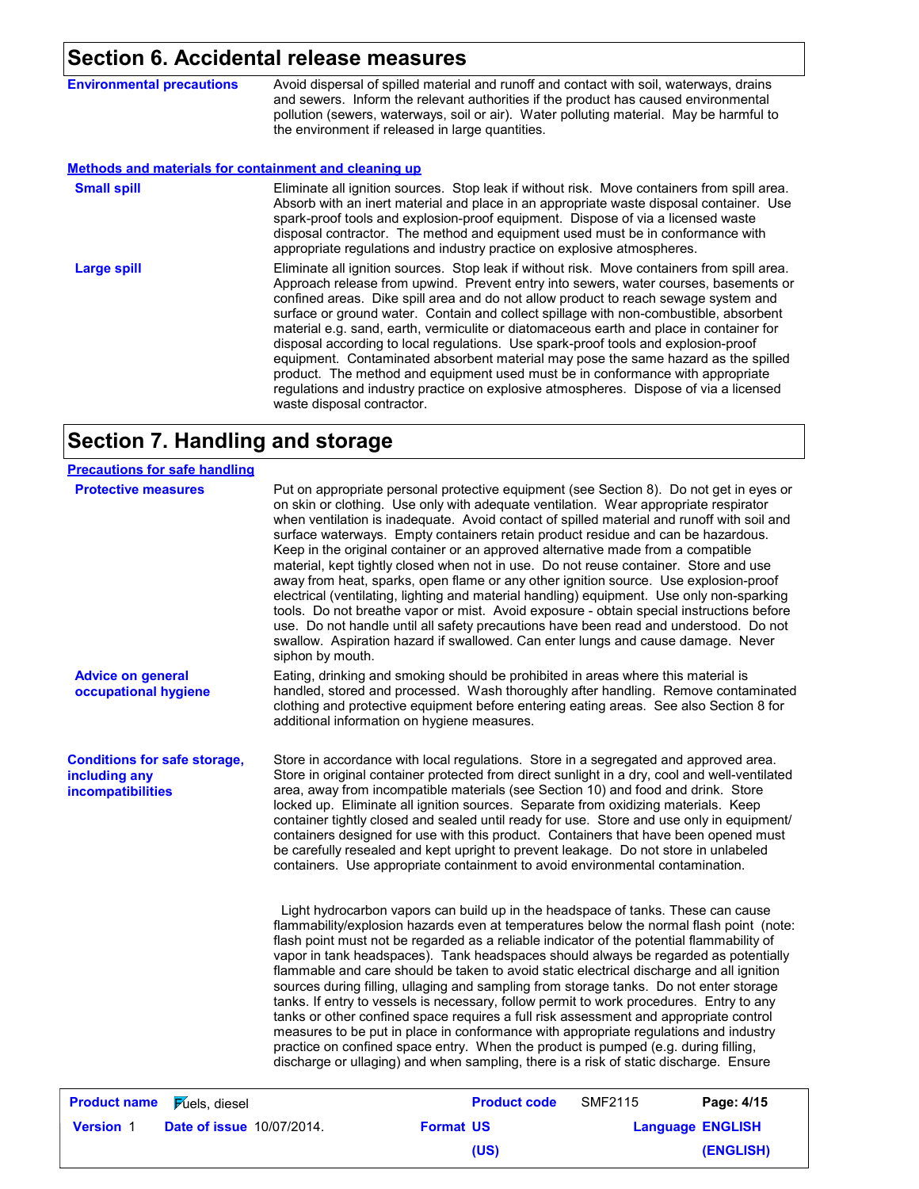## Section 6. Accidental release measures

**Environmental precautions**

Avoid dispersal of spilled material and runoff and contact with soil, waterways, drains and sewers. Inform the relevant authorities if the product has caused environmental pollution (sewers, waterways, soil or air). Water polluting material. May be harmful to the environment if released in large quantities.

**Methods and materials for containment and cleaning up**

**Small spill**

Eliminate all ignition sources. Stop leak if without risk. Move containers from spill area. Absorb with an inert material and place in an appropriate waste disposal container. Use spark-proof tools and explosion-proof equipment. Dispose of via a licensed waste disposal contractor. The method and equipment used must be in conformance with appropriate regulations and industry practice on explosive atmospheres.

**Large spill**

Eliminate all ignition sources. Stop leak if without risk. Move containers from spill area. Approach release from upwind. Prevent entry into sewers, water courses, basements or confined areas. Dike spill area and do not allow product to reach sewage system and surface or ground water. Contain and collect spillage with non-combustible, absorbent material e.g. sand, earth, vermiculite or diatomaceous earth and place in container for disposal according to local regulations. Use spark-proof tools and explosion-proof equipment. Contaminated absorbent material may pose the same hazard as the spilled product. The method and equipment used must be in conformance with appropriate regulations and industry practice on explosive atmospheres. Dispose of via a licensed waste disposal contractor.

## Section 7. Handling and storage

**Precautions for safe handling**

**Protective measures**

Put on appropriate personal protective equipment (see Section 8). Do not get in eyes or on skin or clothing. Use only with adequate ventilation. Wear appropriate respirator when ventilation is inadequate. Avoid contact of spilled material and runoff with soil and surface waterways. Empty containers retain product residue and can be hazardous. Keep in the original container or an approved alternative made from a compatible material, kept tightly closed when not in use. Do not reuse container. Store and use away from heat, sparks, open flame or any other ignition source. Use explosion-proof electrical (ventilating, lighting and material handling) equipment. Use only non-sparking tools. Do not breathe vapor or mist. Avoid exposure - obtain special instructions before use. Do not handle until all safety precautions have been read and understood. Do not swallow. Aspiration hazard if swallowed. Can enter lungs and cause damage. Never siphon by mouth.

**Advice on general occupational hygiene**

Eating, drinking and smoking should be prohibited in areas where this material is handled, stored and processed. Wash thoroughly after handling. Remove contaminated clothing and protective equipment before entering eating areas. See also Section 8 for additional information on hygiene measures.

**Conditions for safe storage, including any incompatibilities**

Store in accordance with local regulations. Store in a segregated and approved area. Store in original container protected from direct sunlight in a dry, cool and well-ventilated area, away from incompatible materials (see Section 10) and food and drink. Store locked up. Eliminate all ignition sources. Separate from oxidizing materials. Keep container tightly closed and sealed until ready for use. Store and use only in equipment/ containers designed for use with this product. Containers that have been opened must be carefully resealed and kept upright to prevent leakage. Do not store in unlabeled containers. Use appropriate containment to avoid environmental contamination.

Light hydrocarbon vapors can build up in the headspace of tanks. These can cause flammability/explosion hazards even at temperatures below the normal flash point (note: flash point must not be regarded as a reliable indicator of the potential flammability of vapor in tank headspaces). Tank headspaces should always be regarded as potentially flammable and care should be taken to avoid static electrical discharge and all ignition sources during filling, ullaging and sampling from storage tanks. Do not enter storage tanks. If entry to vessels is necessary, follow permit to work procedures. Entry to any tanks or other confined space requires a full risk assessment and appropriate control measures to be put in place in conformance with appropriate regulations and industry practice on confined space entry. When the product is pumped (e.g. during filling, discharge or ullaging) and when sampling, there is a risk of static discharge. Ensure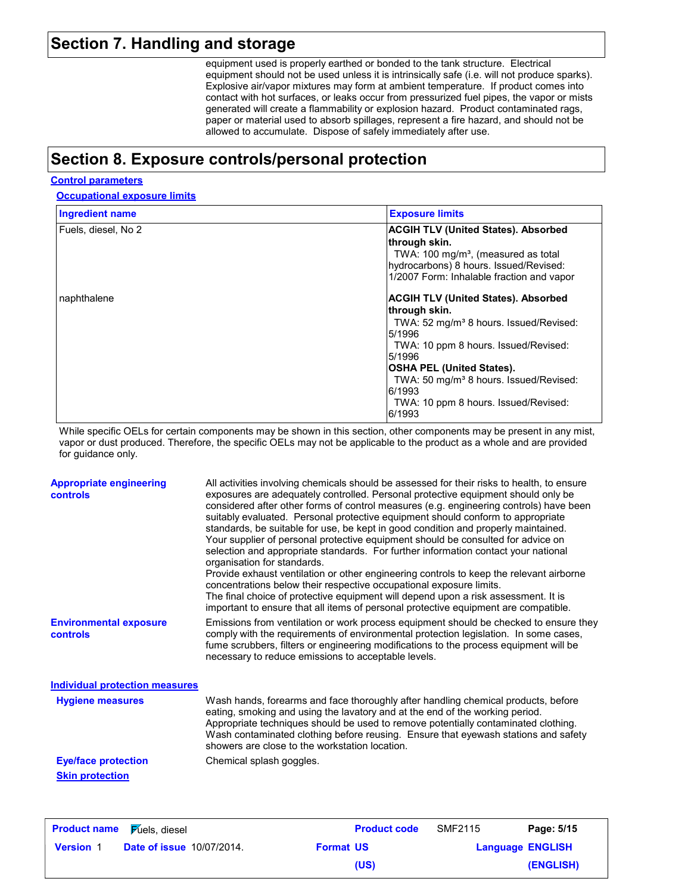## Section 7. Handling and storage

equipment used is properly earthed or bonded to the tank structure. Electrical equipment should not be used unless it is intrinsically safe (i.e. will not produce sparks). Explosive air/vapor mixtures may form at ambient temperature. If product comes into contact with hot surfaces, or leaks occur from pressurized fuel pipes, the vapor or mists generated will create a flammability or explosion hazard. Product contaminated rags, paper or material used to absorb spillages, represent a fire hazard, and should not be allowed to accumulate. Dispose of safely immediately after use.

## Section 8. Exposure controls/personal protection

**Control parameters**

**Occupational exposure limits**

| Ingredient name | Exposure limits |
|---|---|
| Fuels, diesel, No 2 | **ACGIH TLV (United States). Absorbed through skin.**<br>TWA: 100 mg/m³, (measured as total hydrocarbons) 8 hours. Issued/Revised: 1/2007 Form: Inhalable fraction and vapor |
| naphthalene | **ACGIH TLV (United States). Absorbed through skin.**<br>TWA: 52 mg/m³ 8 hours. Issued/Revised: 5/1996<br>TWA: 10 ppm 8 hours. Issued/Revised: 5/1996<br>**OSHA PEL (United States).**<br>TWA: 50 mg/m³ 8 hours. Issued/Revised: 6/1993<br>TWA: 10 ppm 8 hours. Issued/Revised: 6/1993 |

While specific OELs for certain components may be shown in this section, other components may be present in any mist, vapor or dust produced. Therefore, the specific OELs may not be applicable to the product as a whole and are provided for guidance only.

**Appropriate engineering controls**

All activities involving chemicals should be assessed for their risks to health, to ensure exposures are adequately controlled. Personal protective equipment should only be considered after other forms of control measures (e.g. engineering controls) have been suitably evaluated. Personal protective equipment should conform to appropriate standards, be suitable for use, be kept in good condition and properly maintained. Your supplier of personal protective equipment should be consulted for advice on selection and appropriate standards. For further information contact your national organisation for standards.
Provide exhaust ventilation or other engineering controls to keep the relevant airborne concentrations below their respective occupational exposure limits.
The final choice of protective equipment will depend upon a risk assessment. It is important to ensure that all items of personal protective equipment are compatible.

**Environmental exposure controls**

Emissions from ventilation or work process equipment should be checked to ensure they comply with the requirements of environmental protection legislation. In some cases, fume scrubbers, filters or engineering modifications to the process equipment will be necessary to reduce emissions to acceptable levels.

**Individual protection measures**

**Hygiene measures**

Wash hands, forearms and face thoroughly after handling chemical products, before eating, smoking and using the lavatory and at the end of the working period. Appropriate techniques should be used to remove potentially contaminated clothing. Wash contaminated clothing before reusing. Ensure that eyewash stations and safety showers are close to the workstation location.

**Eye/face protection**

Chemical splash goggles.

**Skin protection**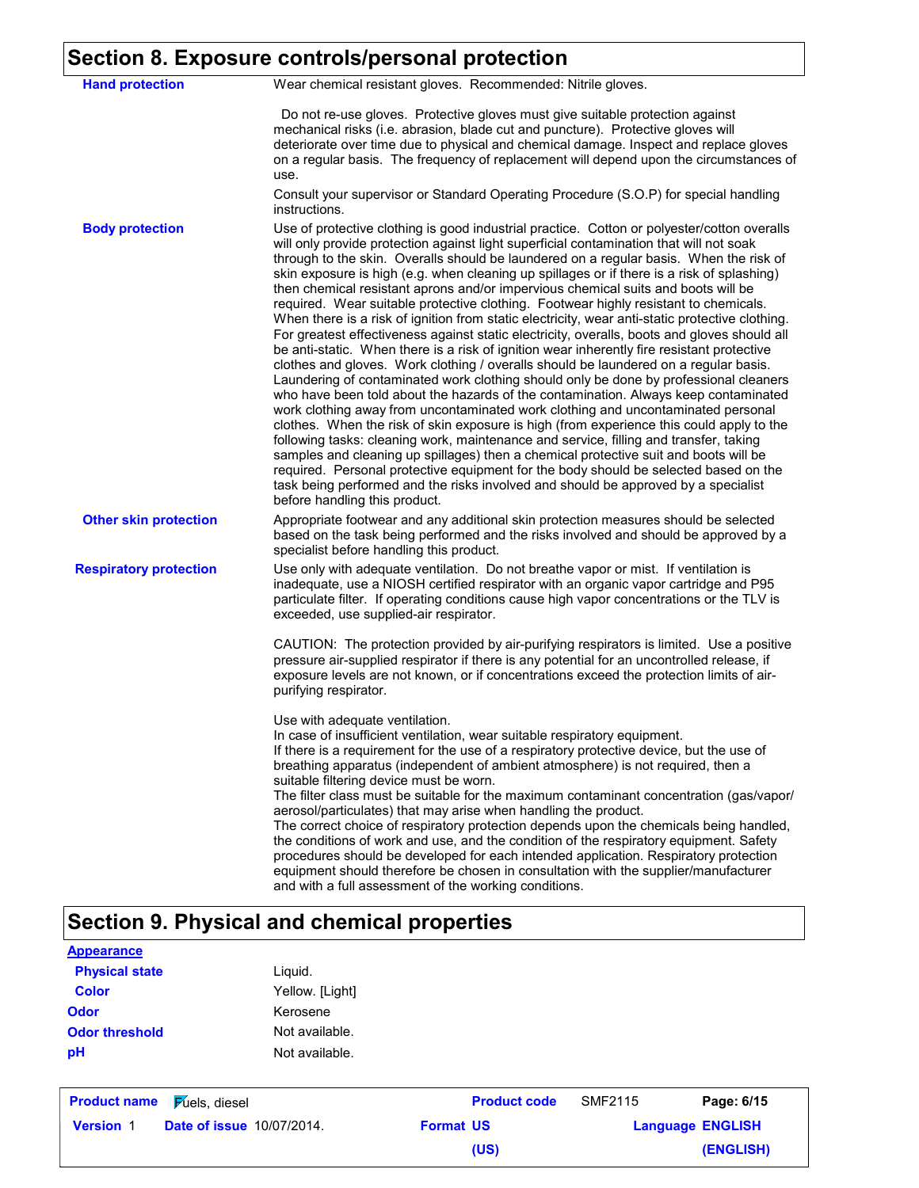## Section 8. Exposure controls/personal protection

| | |
|---|---|
| **Hand protection** | Wear chemical resistant gloves. Recommended: Nitrile gloves.<br><br>Do not re-use gloves. Protective gloves must give suitable protection against mechanical risks (i.e. abrasion, blade cut and puncture). Protective gloves will deteriorate over time due to physical and chemical damage. Inspect and replace gloves on a regular basis. The frequency of replacement will depend upon the circumstances of use.<br><br>Consult your supervisor or Standard Operating Procedure (S.O.P) for special handling instructions. |
| **Body protection** | Use of protective clothing is good industrial practice. Cotton or polyester/cotton overalls will only provide protection against light superficial contamination that will not soak through to the skin. Overalls should be laundered on a regular basis. When the risk of skin exposure is high (e.g. when cleaning up spillages or if there is a risk of splashing) then chemical resistant aprons and/or impervious chemical suits and boots will be required. Wear suitable protective clothing. Footwear highly resistant to chemicals. When there is a risk of ignition from static electricity, wear anti-static protective clothing. For greatest effectiveness against static electricity, overalls, boots and gloves should all be anti-static. When there is a risk of ignition wear inherently fire resistant protective clothes and gloves. Work clothing / overalls should be laundered on a regular basis. Laundering of contaminated work clothing should only be done by professional cleaners who have been told about the hazards of the contamination. Always keep contaminated work clothing away from uncontaminated work clothing and uncontaminated personal clothes. When the risk of skin exposure is high (from experience this could apply to the following tasks: cleaning work, maintenance and service, filling and transfer, taking samples and cleaning up spillages) then a chemical protective suit and boots will be required. Personal protective equipment for the body should be selected based on the task being performed and the risks involved and should be approved by a specialist before handling this product. |
| **Other skin protection** | Appropriate footwear and any additional skin protection measures should be selected based on the task being performed and the risks involved and should be approved by a specialist before handling this product. |
| **Respiratory protection** | Use only with adequate ventilation. Do not breathe vapor or mist. If ventilation is inadequate, use a NIOSH certified respirator with an organic vapor cartridge and P95 particulate filter. If operating conditions cause high vapor concentrations or the TLV is exceeded, use supplied-air respirator.<br><br>CAUTION: The protection provided by air-purifying respirators is limited. Use a positive pressure air-supplied respirator if there is any potential for an uncontrolled release, if exposure levels are not known, or if concentrations exceed the protection limits of air-purifying respirator.<br><br>Use with adequate ventilation.<br>In case of insufficient ventilation, wear suitable respiratory equipment.<br>If there is a requirement for the use of a respiratory protective device, but the use of breathing apparatus (independent of ambient atmosphere) is not required, then a suitable filtering device must be worn.<br>The filter class must be suitable for the maximum contaminant concentration (gas/vapor/aerosol/particulates) that may arise when handling the product.<br>The correct choice of respiratory protection depends upon the chemicals being handled, the conditions of work and use, and the condition of the respiratory equipment. Safety procedures should be developed for each intended application. Respiratory protection equipment should therefore be chosen in consultation with the supplier/manufacturer and with a full assessment of the working conditions. |

## Section 9. Physical and chemical properties

**Appearance**

| | |
|---|---|
| **Physical state** | Liquid. |
| **Color** | Yellow. [Light] |
| **Odor** | Kerosene |
| **Odor threshold** | Not available. |
| **pH** | Not available. |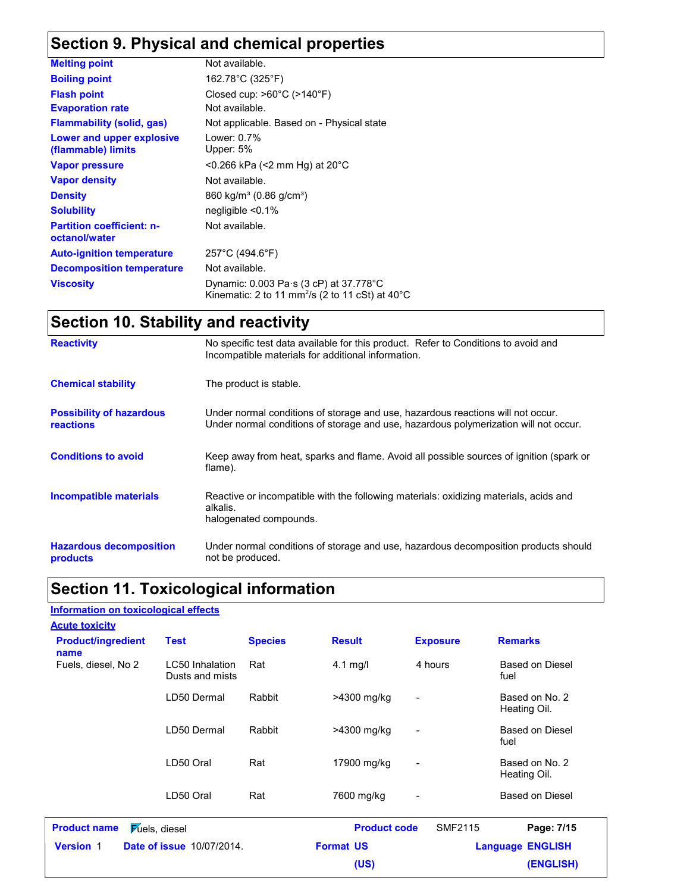## Section 9. Physical and chemical properties

| | |
|---|---|
| **Melting point** | Not available. |
| **Boiling point** | 162.78°C (325°F) |
| **Flash point** | Closed cup: >60°C (>140°F) |
| **Evaporation rate** | Not available. |
| **Flammability (solid, gas)** | Not applicable. Based on - Physical state |
| **Lower and upper explosive (flammable) limits** | Lower: 0.7%<br>Upper: 5% |
| **Vapor pressure** | <0.266 kPa (<2 mm Hg) at 20°C |
| **Vapor density** | Not available. |
| **Density** | 860 kg/m³ (0.86 g/cm³) |
| **Solubility** | negligible <0.1% |
| **Partition coefficient: n-octanol/water** | Not available. |
| **Auto-ignition temperature** | 257°C (494.6°F) |
| **Decomposition temperature** | Not available. |
| **Viscosity** | Dynamic: 0.003 Pa·s (3 cP) at 37.778°C<br>Kinematic: 2 to 11 $mm^2/s$ (2 to 11 cSt) at 40°C |

## Section 10. Stability and reactivity

| | |
|---|---|
| **Reactivity** | No specific test data available for this product. Refer to Conditions to avoid and Incompatible materials for additional information. |
| **Chemical stability** | The product is stable. |
| **Possibility of hazardous reactions** | Under normal conditions of storage and use, hazardous reactions will not occur.<br>Under normal conditions of storage and use, hazardous polymerization will not occur. |
| **Conditions to avoid** | Keep away from heat, sparks and flame. Avoid all possible sources of ignition (spark or flame). |
| **Incompatible materials** | Reactive or incompatible with the following materials: oxidizing materials, acids and alkalis.<br>halogenated compounds. |
| **Hazardous decomposition products** | Under normal conditions of storage and use, hazardous decomposition products should not be produced. |

## Section 11. Toxicological information

**Information on toxicological effects**

**Acute toxicity**

| Product/ingredient name | Test | Species | Result | Exposure | Remarks |
|---|---|---|---|---|---|
| Fuels, diesel, No 2 | LC50 Inhalation Dusts and mists | Rat | 4.1 mg/l | 4 hours | Based on Diesel fuel |
| | LD50 Dermal | Rabbit | >4300 mg/kg | - | Based on No. 2 Heating Oil. |
| | LD50 Dermal | Rabbit | >4300 mg/kg | - | Based on Diesel fuel |
| | LD50 Oral | Rat | 17900 mg/kg | - | Based on No. 2 Heating Oil. |
| | LD50 Oral | Rat | 7600 mg/kg | - | Based on Diesel |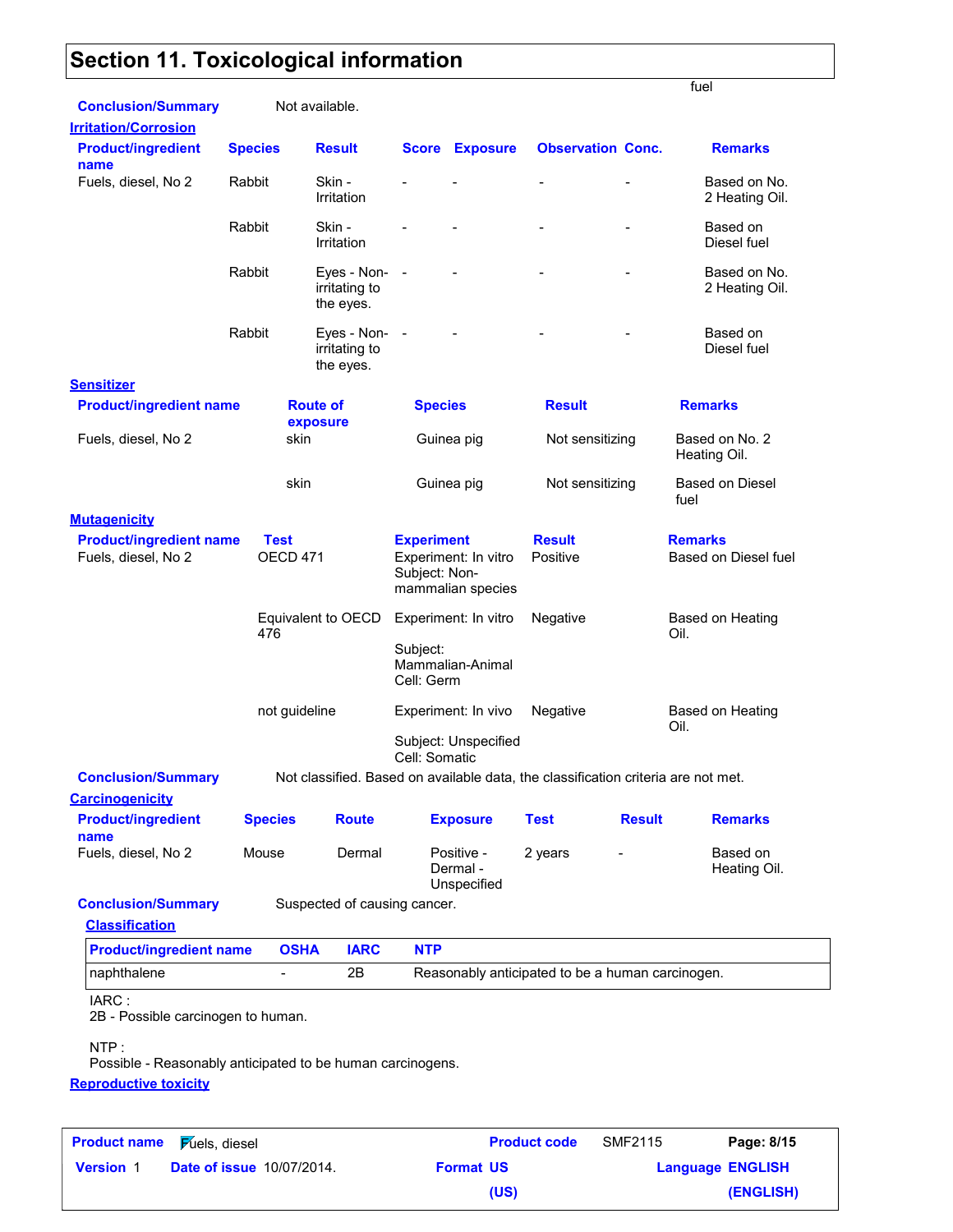# Section 11. Toxicological information

fuel

**Conclusion/Summary** Not available.

**Irritation/Corrosion**

| Product/ingredient name | Species | Result | Score | Exposure | Observation | Conc. | Remarks |
|---|---|---|---|---|---|---|---|
| Fuels, diesel, No 2 | Rabbit | Skin - Irritation | - | - | - | - | Based on No. 2 Heating Oil. |
| | Rabbit | Skin - Irritation | - | - | - | - | Based on Diesel fuel |
| | Rabbit | Eyes - Non-irritating to the eyes. | - | - | - | - | Based on No. 2 Heating Oil. |
| | Rabbit | Eyes - Non-irritating to the eyes. | - | - | - | - | Based on Diesel fuel |

**Sensitizer**

| Product/ingredient name | Route of exposure | Species | Result | Remarks |
|---|---|---|---|---|
| Fuels, diesel, No 2 | skin | Guinea pig | Not sensitizing | Based on No. 2 Heating Oil. |
| | skin | Guinea pig | Not sensitizing | Based on Diesel fuel |

**Mutagenicity**

| Product/ingredient name | Test | Experiment | Result | Remarks |
|---|---|---|---|---|
| Fuels, diesel, No 2 | OECD 471 | Experiment: In vitro Subject: Non-mammalian species | Positive | Based on Diesel fuel |
| | Equivalent to OECD 476 | Experiment: In vitro Subject: Mammalian-Animal Cell: Germ | Negative | Based on Heating Oil. |
| | not guideline | Experiment: In vivo Subject: Unspecified Cell: Somatic | Negative | Based on Heating Oil. |

**Conclusion/Summary** Not classified. Based on available data, the classification criteria are not met.

**Carcinogenicity**

| Product/ingredient name | Species | Route | Exposure | Test | Result | Remarks |
|---|---|---|---|---|---|---|
| Fuels, diesel, No 2 | Mouse | Dermal | Positive - Dermal - Unspecified | 2 years | - | Based on Heating Oil. |

**Conclusion/Summary** Suspected of causing cancer.

**Classification**

| Product/ingredient name | OSHA | IARC | NTP |
|---|---|---|---|
| naphthalene | - | 2B | Reasonably anticipated to be a human carcinogen. |

IARC :
2B - Possible carcinogen to human.

NTP :
Possible - Reasonably anticipated to be human carcinogens.

**Reproductive toxicity**

| Product name | Fuels, diesel | Product code | SMF2115 |
|---|---|---|---|
| Version 1 | Date of issue 10/07/2014. | Format US (US) | Language ENGLISH (ENGLISH) |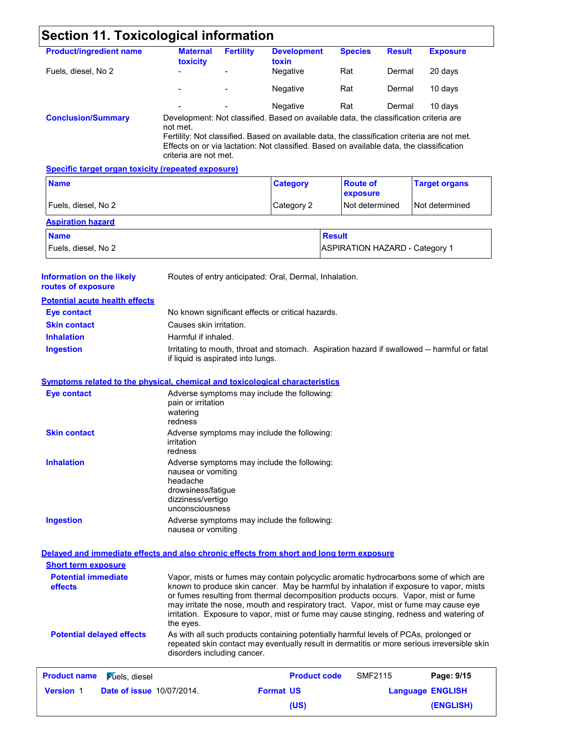# Section 11. Toxicological information

| Product/ingredient name | Maternal toxicity | Fertility | Development toxin | Species | Result | Exposure |
| --- | --- | --- | --- | --- | --- | --- |
| Fuels, diesel, No 2 | - | - | Negative | Rat | Dermal | 20 days |
| | - | - | Negative | Rat | Dermal | 10 days |
| | - | - | Negative | Rat | Dermal | 10 days |

**Conclusion/Summary**

Development: Not classified. Based on available data, the classification criteria are not met.
Fertility: Not classified. Based on available data, the classification criteria are not met.
Effects on or via lactation: Not classified. Based on available data, the classification criteria are not met.

**Specific target organ toxicity (repeated exposure)**

| Name | Category | Route of exposure | Target organs |
| --- | --- | --- | --- |
| Fuels, diesel, No 2 | Category 2 | Not determined | Not determined |

**Aspiration hazard**

| Name | Result |
| --- | --- |
| Fuels, diesel, No 2 | ASPIRATION HAZARD - Category 1 |

**Information on the likely routes of exposure**: Routes of entry anticipated: Oral, Dermal, Inhalation.

**Potential acute health effects**

- **Eye contact**: No known significant effects or critical hazards.
- **Skin contact**: Causes skin irritation.
- **Inhalation**: Harmful if inhaled.
- **Ingestion**: Irritating to mouth, throat and stomach. Aspiration hazard if swallowed -- harmful or fatal if liquid is aspirated into lungs.

**Symptoms related to the physical, chemical and toxicological characteristics**

- **Eye contact**: Adverse symptoms may include the following:
  pain or irritation
  watering
  redness
- **Skin contact**: Adverse symptoms may include the following:
  irritation
  redness
- **Inhalation**: Adverse symptoms may include the following:
  nausea or vomiting
  headache
  drowsiness/fatigue
  dizziness/vertigo
  unconsciousness
- **Ingestion**: Adverse symptoms may include the following:
  nausea or vomiting

**Delayed and immediate effects and also chronic effects from short and long term exposure**

**Short term exposure**

- **Potential immediate effects**: Vapor, mists or fumes may contain polycyclic aromatic hydrocarbons some of which are known to produce skin cancer. May be harmful by inhalation if exposure to vapor, mists or fumes resulting from thermal decomposition products occurs. Vapor, mist or fume may irritate the nose, mouth and respiratory tract. Vapor, mist or fume may cause eye irritation. Exposure to vapor, mist or fume may cause stinging, redness and watering of the eyes.
- **Potential delayed effects**: As with all such products containing potentially harmful levels of PCAs, prolonged or repeated skin contact may eventually result in dermatitis or more serious irreversible skin disorders including cancer.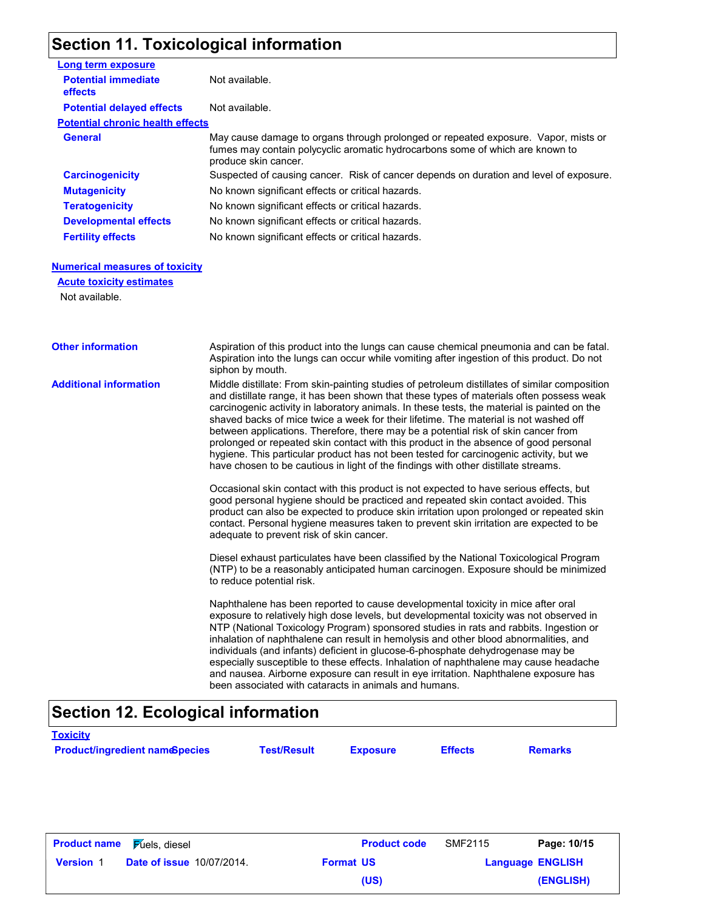## Section 11. Toxicological information

**Long term exposure**

| | |
|---|---|
| **Potential immediate effects** | Not available. |
| **Potential delayed effects** | Not available. |

**Potential chronic health effects**

| | |
|---|---|
| **General** | May cause damage to organs through prolonged or repeated exposure. Vapor, mists or fumes may contain polycyclic aromatic hydrocarbons some of which are known to produce skin cancer. |
| **Carcinogenicity** | Suspected of causing cancer. Risk of cancer depends on duration and level of exposure. |
| **Mutagenicity** | No known significant effects or critical hazards. |
| **Teratogenicity** | No known significant effects or critical hazards. |
| **Developmental effects** | No known significant effects or critical hazards. |
| **Fertility effects** | No known significant effects or critical hazards. |

**Numerical measures of toxicity**

**Acute toxicity estimates**

Not available.

**Other information**

Aspiration of this product into the lungs can cause chemical pneumonia and can be fatal. Aspiration into the lungs can occur while vomiting after ingestion of this product. Do not siphon by mouth.

**Additional information**

Middle distillate: From skin-painting studies of petroleum distillates of similar composition and distillate range, it has been shown that these types of materials often possess weak carcinogenic activity in laboratory animals. In these tests, the material is painted on the shaved backs of mice twice a week for their lifetime. The material is not washed off between applications. Therefore, there may be a potential risk of skin cancer from prolonged or repeated skin contact with this product in the absence of good personal hygiene. This particular product has not been tested for carcinogenic activity, but we have chosen to be cautious in light of the findings with other distillate streams.

Occasional skin contact with this product is not expected to have serious effects, but good personal hygiene should be practiced and repeated skin contact avoided. This product can also be expected to produce skin irritation upon prolonged or repeated skin contact. Personal hygiene measures taken to prevent skin irritation are expected to be adequate to prevent risk of skin cancer.

Diesel exhaust particulates have been classified by the National Toxicological Program (NTP) to be a reasonably anticipated human carcinogen. Exposure should be minimized to reduce potential risk.

Naphthalene has been reported to cause developmental toxicity in mice after oral exposure to relatively high dose levels, but developmental toxicity was not observed in NTP (National Toxicology Program) sponsored studies in rats and rabbits. Ingestion or inhalation of naphthalene can result in hemolysis and other blood abnormalities, and individuals (and infants) deficient in glucose-6-phosphate dehydrogenase may be especially susceptible to these effects. Inhalation of naphthalene may cause headache and nausea. Airborne exposure can result in eye irritation. Naphthalene exposure has been associated with cataracts in animals and humans.

## Section 12. Ecological information

**Toxicity**

| Product/ingredient name | Species | Test/Result | Exposure | Effects | Remarks |
|---|---|---|---|---|---|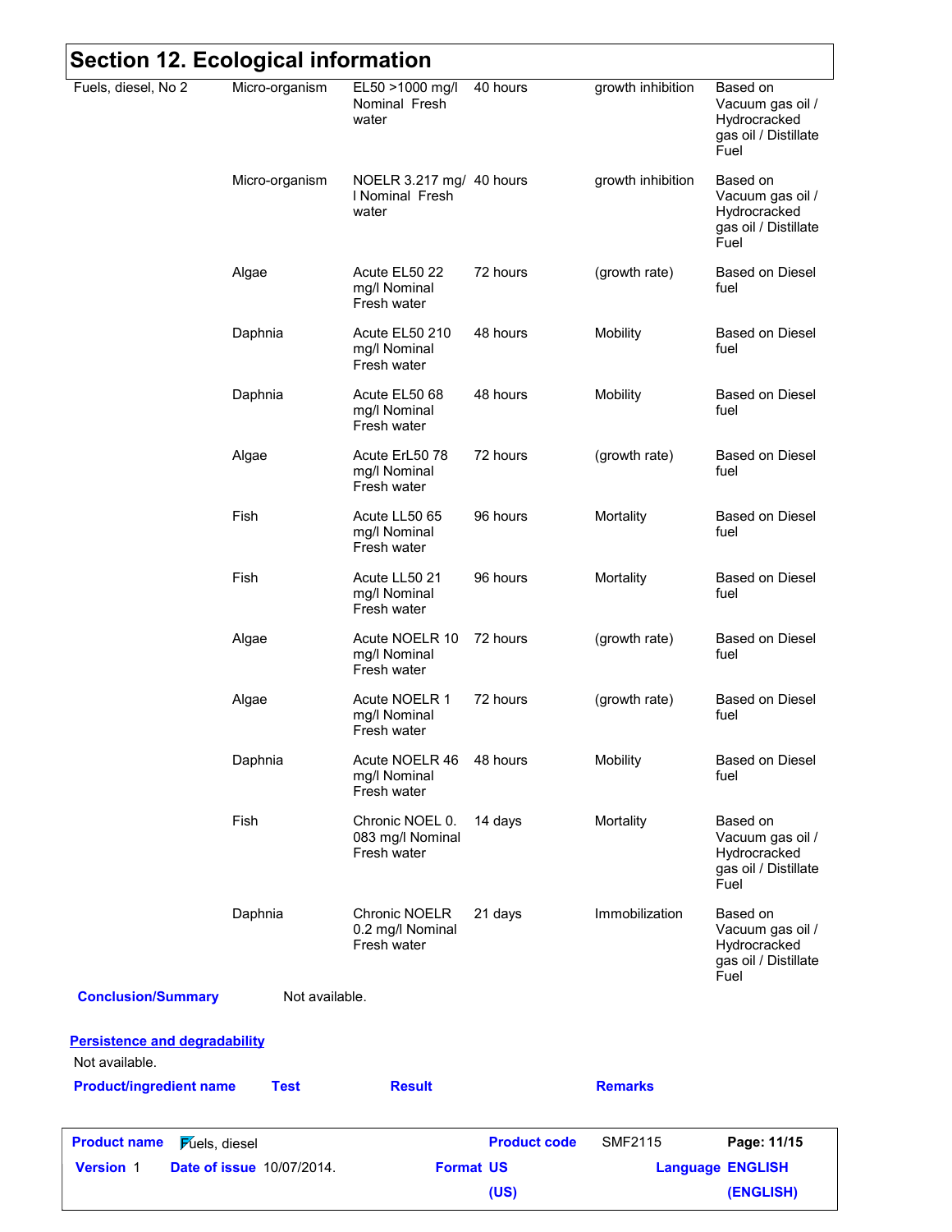## Section 12. Ecological information

| | | | | | |
|---|---|---|---|---|---|
| Fuels, diesel, No 2 | Micro-organism | EL50 >1000 mg/l Nominal Fresh water | 40 hours | growth inhibition | Based on Vacuum gas oil / Hydrocracked gas oil / Distillate Fuel |
| | Micro-organism | NOELR 3.217 mg/l Nominal Fresh water | 40 hours | growth inhibition | Based on Vacuum gas oil / Hydrocracked gas oil / Distillate Fuel |
| | Algae | Acute EL50 22 mg/l Nominal Fresh water | 72 hours | (growth rate) | Based on Diesel fuel |
| | Daphnia | Acute EL50 210 mg/l Nominal Fresh water | 48 hours | Mobility | Based on Diesel fuel |
| | Daphnia | Acute EL50 68 mg/l Nominal Fresh water | 48 hours | Mobility | Based on Diesel fuel |
| | Algae | Acute ErL50 78 mg/l Nominal Fresh water | 72 hours | (growth rate) | Based on Diesel fuel |
| | Fish | Acute LL50 65 mg/l Nominal Fresh water | 96 hours | Mortality | Based on Diesel fuel |
| | Fish | Acute LL50 21 mg/l Nominal Fresh water | 96 hours | Mortality | Based on Diesel fuel |
| | Algae | Acute NOELR 10 mg/l Nominal Fresh water | 72 hours | (growth rate) | Based on Diesel fuel |
| | Algae | Acute NOELR 1 mg/l Nominal Fresh water | 72 hours | (growth rate) | Based on Diesel fuel |
| | Daphnia | Acute NOELR 46 mg/l Nominal Fresh water | 48 hours | Mobility | Based on Diesel fuel |
| | Fish | Chronic NOEL 0.083 mg/l Nominal Fresh water | 14 days | Mortality | Based on Vacuum gas oil / Hydrocracked gas oil / Distillate Fuel |
| | Daphnia | Chronic NOELR 0.2 mg/l Nominal Fresh water | 21 days | Immobilization | Based on Vacuum gas oil / Hydrocracked gas oil / Distillate Fuel |

**Conclusion/Summary** Not available.

**Persistence and degradability**

Not available.

| Product/ingredient name | Test | Result | Remarks |
|---|---|---|---|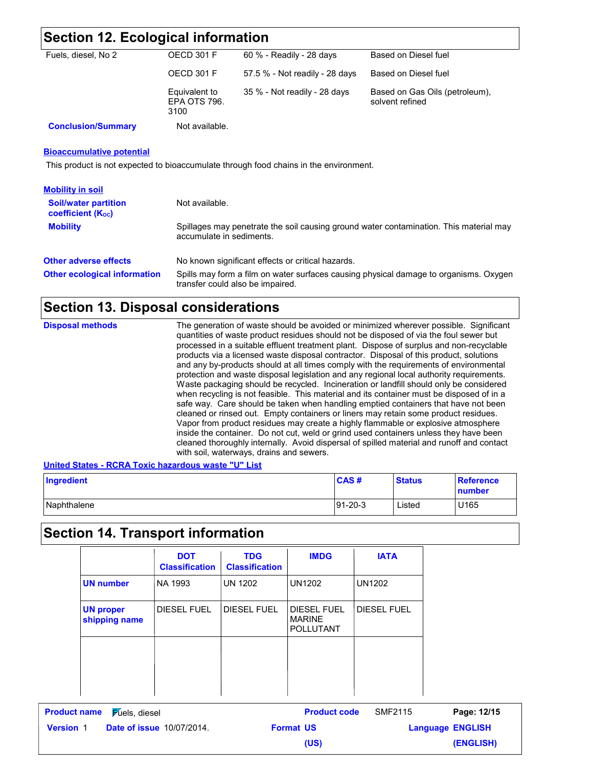## Section 12. Ecological information

| | | | |
|---|---|---|---|
| Fuels, diesel, No 2 | OECD 301 F | 60 % - Readily - 28 days | Based on Diesel fuel |
| | OECD 301 F | 57.5 % - Not readily - 28 days | Based on Diesel fuel |
| | Equivalent to EPA OTS 796. 3100 | 35 % - Not readily - 28 days | Based on Gas Oils (petroleum), solvent refined |

**Conclusion/Summary** Not available.

**Bioaccumulative potential**

This product is not expected to bioaccumulate through food chains in the environment.

**Mobility in soil**

**Soil/water partition coefficient ($K_{OC}$)** Not available.

**Mobility** Spillages may penetrate the soil causing ground water contamination. This material may accumulate in sediments.

**Other adverse effects** No known significant effects or critical hazards.

**Other ecological information** Spills may form a film on water surfaces causing physical damage to organisms. Oxygen transfer could also be impaired.

## Section 13. Disposal considerations

**Disposal methods** The generation of waste should be avoided or minimized wherever possible. Significant quantities of waste product residues should not be disposed of via the foul sewer but processed in a suitable effluent treatment plant. Dispose of surplus and non-recyclable products via a licensed waste disposal contractor. Disposal of this product, solutions and any by-products should at all times comply with the requirements of environmental protection and waste disposal legislation and any regional local authority requirements. Waste packaging should be recycled. Incineration or landfill should only be considered when recycling is not feasible. This material and its container must be disposed of in a safe way. Care should be taken when handling emptied containers that have not been cleaned or rinsed out. Empty containers or liners may retain some product residues. Vapor from product residues may create a highly flammable or explosive atmosphere inside the container. Do not cut, weld or grind used containers unless they have been cleaned thoroughly internally. Avoid dispersal of spilled material and runoff and contact with soil, waterways, drains and sewers.

**United States - RCRA Toxic hazardous waste "U" List**

| Ingredient | CAS # | Status | Reference number |
|---|---|---|---|
| Naphthalene | 91-20-3 | Listed | U165 |

## Section 14. Transport information

| | DOT Classification | TDG Classification | IMDG | IATA |
|---|---|---|---|---|
| UN number | NA 1993 | UN 1202 | UN1202 | UN1202 |
| UN proper shipping name | DIESEL FUEL | DIESEL FUEL | DIESEL FUEL MARINE POLLUTANT | DIESEL FUEL |
| | | | | |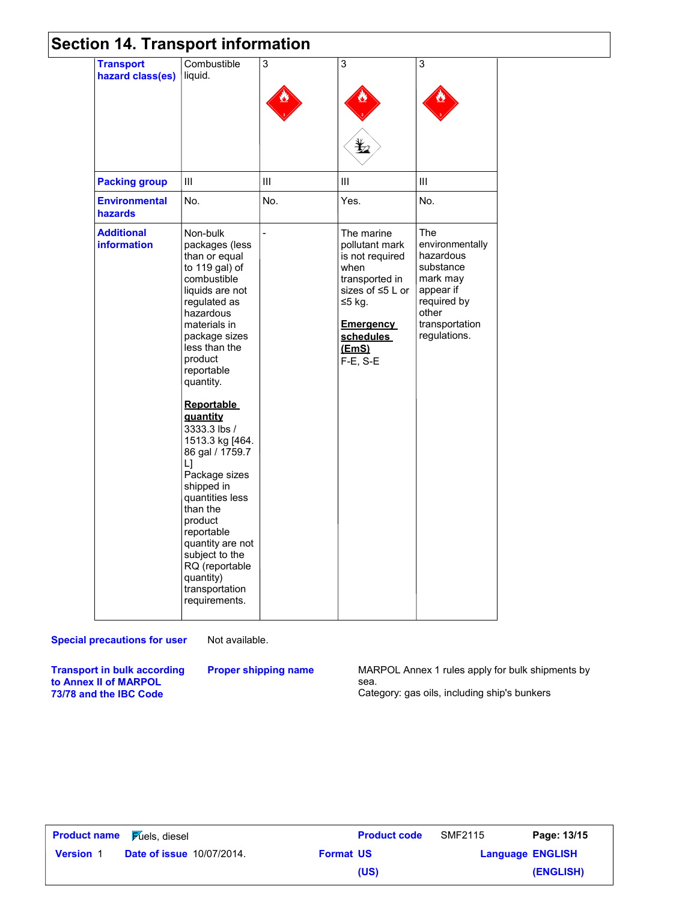## Section 14. Transport information

| | | | | |
|---|---|---|---|---|
| **Transport hazard class(es)** | Combustible liquid. | 3 | 3 | 3 |
| **Packing group** | III | III | III | III |
| **Environmental hazards** | No. | No. | Yes. | No. |
| **Additional information** | Non-bulk packages (less than or equal to 119 gal) of combustible liquids are not regulated as hazardous materials in package sizes less than the product reportable quantity.<br><br>**Reportable quantity**<br>3333.3 lbs / 1513.3 kg [464.86 gal / 1759.7 L]<br>Package sizes shipped in quantities less than the product reportable quantity are not subject to the RQ (reportable quantity) transportation requirements. | - | The marine pollutant mark is not required when transported in sizes of ≤5 L or ≤5 kg.<br><br>**Emergency schedules (EmS)**<br>F-E, S-E | The environmentally hazardous substance mark may appear if required by other transportation regulations. |

**Special precautions for user** Not available.

**Transport in bulk according to Annex II of MARPOL 73/78 and the IBC Code** **Proper shipping name** MARPOL Annex 1 rules apply for bulk shipments by sea.
Category: gas oils, including ship's bunkers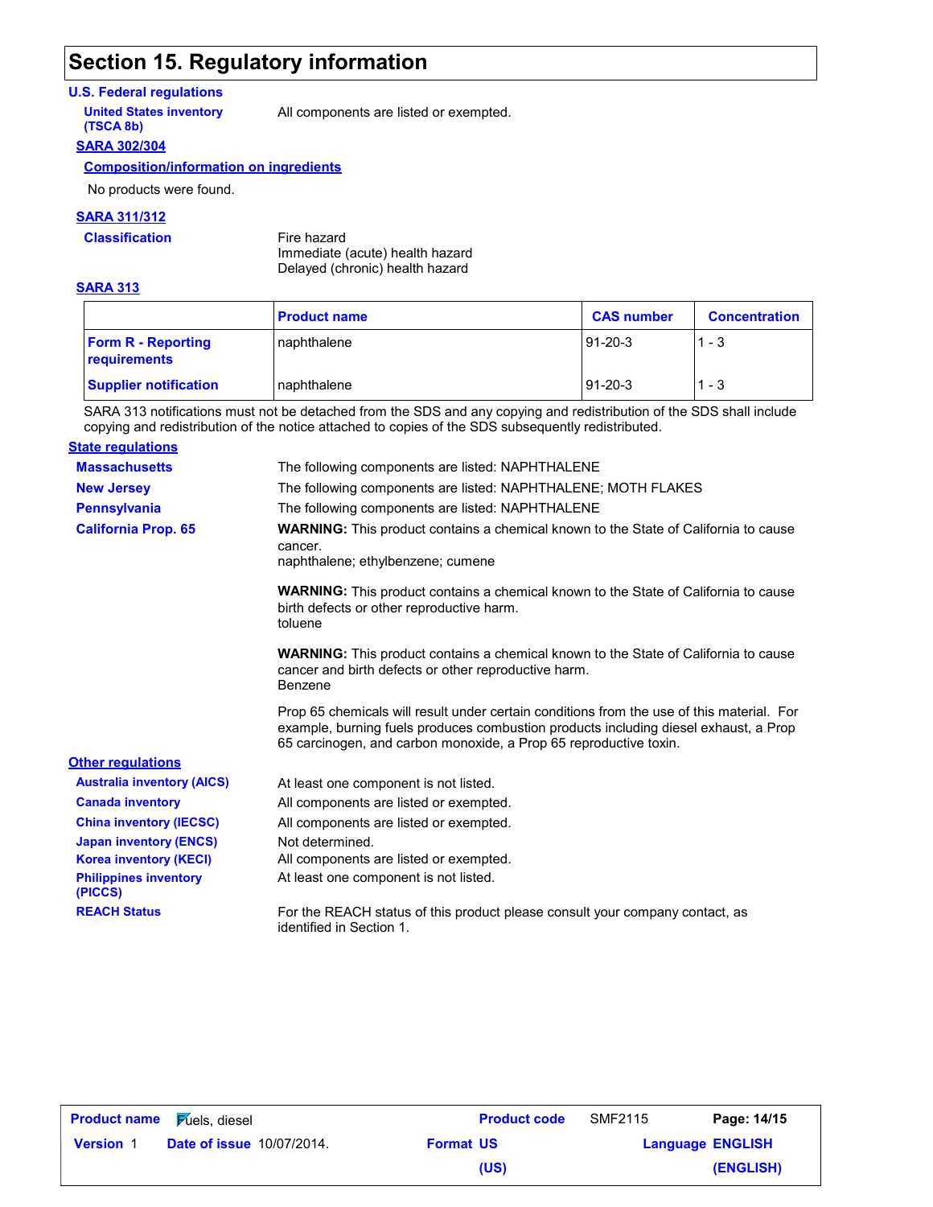# Section 15. Regulatory information

## U.S. Federal regulations

**United States inventory (TSCA 8b)**: All components are listed or exempted.

### SARA 302/304

**Composition/information on ingredients**

No products were found.

### SARA 311/312

**Classification**: Fire hazard
Immediate (acute) health hazard
Delayed (chronic) health hazard

### SARA 313

| | Product name | CAS number | Concentration |
|---|---|---|---|
| **Form R - Reporting requirements** | naphthalene | 91-20-3 | 1 - 3 |
| **Supplier notification** | naphthalene | 91-20-3 | 1 - 3 |

SARA 313 notifications must not be detached from the SDS and any copying and redistribution of the SDS shall include copying and redistribution of the notice attached to copies of the SDS subsequently redistributed.

## State regulations

**Massachusetts**: The following components are listed: NAPHTHALENE

**New Jersey**: The following components are listed: NAPHTHALENE; MOTH FLAKES

**Pennsylvania**: The following components are listed: NAPHTHALENE

**California Prop. 65**:

**WARNING:** This product contains a chemical known to the State of California to cause cancer.
naphthalene; ethylbenzene; cumene

**WARNING:** This product contains a chemical known to the State of California to cause birth defects or other reproductive harm.
toluene

**WARNING:** This product contains a chemical known to the State of California to cause cancer and birth defects or other reproductive harm.
Benzene

Prop 65 chemicals will result under certain conditions from the use of this material. For example, burning fuels produces combustion products including diesel exhaust, a Prop 65 carcinogen, and carbon monoxide, a Prop 65 reproductive toxin.

## Other regulations

**Australia inventory (AICS)**: At least one component is not listed.

**Canada inventory**: All components are listed or exempted.

**China inventory (IECSC)**: All components are listed or exempted.

**Japan inventory (ENCS)**: Not determined.

**Korea inventory (KECI)**: All components are listed or exempted.

**Philippines inventory (PICCS)**: At least one component is not listed.

**REACH Status**: For the REACH status of this product please consult your company contact, as identified in Section 1.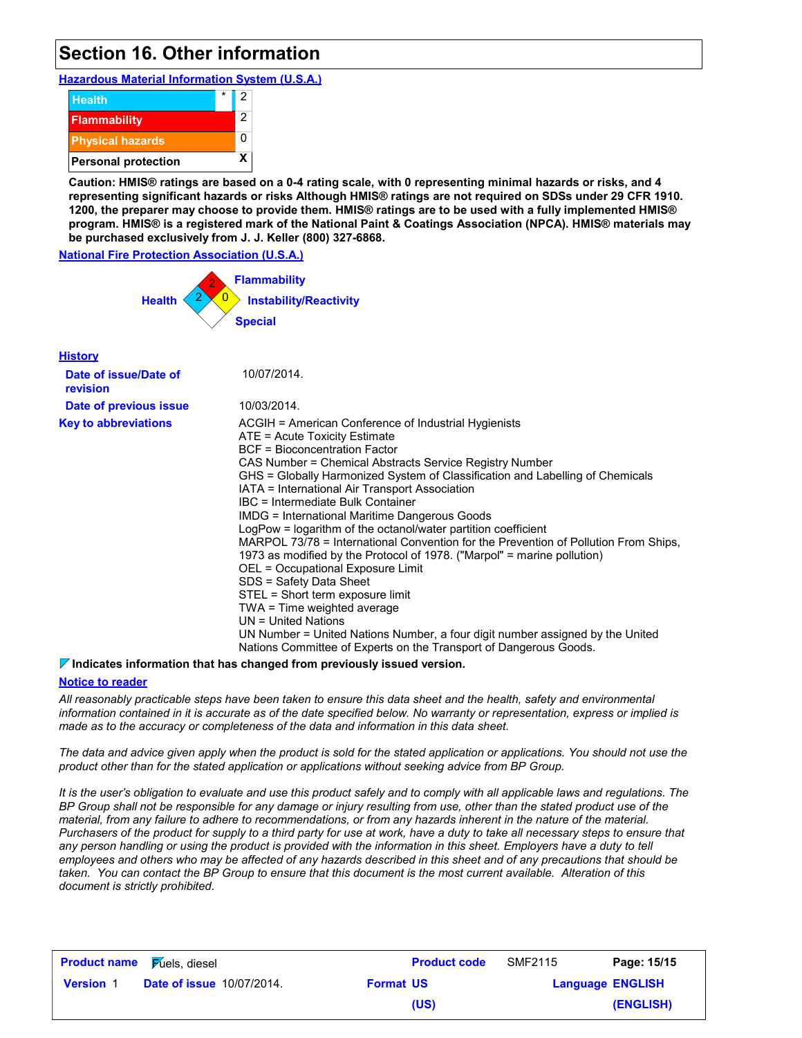## Section 16. Other information

**Hazardous Material Information System (U.S.A.)**

| | | |
|---|---|---|
| Health | * | 2 |
| Flammability | | 2 |
| Physical hazards | | 0 |
| Personal protection | | X |

**Caution: HMIS® ratings are based on a 0-4 rating scale, with 0 representing minimal hazards or risks, and 4 representing significant hazards or risks Although HMIS® ratings are not required on SDSs under 29 CFR 1910. 1200, the preparer may choose to provide them. HMIS® ratings are to be used with a fully implemented HMIS® program. HMIS® is a registered mark of the National Paint & Coatings Association (NPCA). HMIS® materials may be purchased exclusively from J. J. Keller (800) 327-6868.**

**National Fire Protection Association (U.S.A.)**

Flammability: 2
Health: 2
Instability/Reactivity: 0
Special

**History**

**Date of issue/Date of revision** 10/07/2014.

**Date of previous issue** 10/03/2014.

**Key to abbreviations**

ACGIH = American Conference of Industrial Hygienists
ATE = Acute Toxicity Estimate
BCF = Bioconcentration Factor
CAS Number = Chemical Abstracts Service Registry Number
GHS = Globally Harmonized System of Classification and Labelling of Chemicals
IATA = International Air Transport Association
IBC = Intermediate Bulk Container
IMDG = International Maritime Dangerous Goods
LogPow = logarithm of the octanol/water partition coefficient
MARPOL 73/78 = International Convention for the Prevention of Pollution From Ships, 1973 as modified by the Protocol of 1978. ("Marpol" = marine pollution)
OEL = Occupational Exposure Limit
SDS = Safety Data Sheet
STEL = Short term exposure limit
TWA = Time weighted average
UN = United Nations
UN Number = United Nations Number, a four digit number assigned by the United Nations Committee of Experts on the Transport of Dangerous Goods.

**Indicates information that has changed from previously issued version.**

**Notice to reader**

*All reasonably practicable steps have been taken to ensure this data sheet and the health, safety and environmental information contained in it is accurate as of the date specified below. No warranty or representation, express or implied is made as to the accuracy or completeness of the data and information in this data sheet.*

*The data and advice given apply when the product is sold for the stated application or applications. You should not use the product other than for the stated application or applications without seeking advice from BP Group.*

*It is the user's obligation to evaluate and use this product safely and to comply with all applicable laws and regulations. The BP Group shall not be responsible for any damage or injury resulting from use, other than the stated product use of the material, from any failure to adhere to recommendations, or from any hazards inherent in the nature of the material. Purchasers of the product for supply to a third party for use at work, have a duty to take all necessary steps to ensure that any person handling or using the product is provided with the information in this sheet. Employers have a duty to tell employees and others who may be affected of any hazards described in this sheet and of any precautions that should be taken. You can contact the BP Group to ensure that this document is the most current available. Alteration of this document is strictly prohibited.*